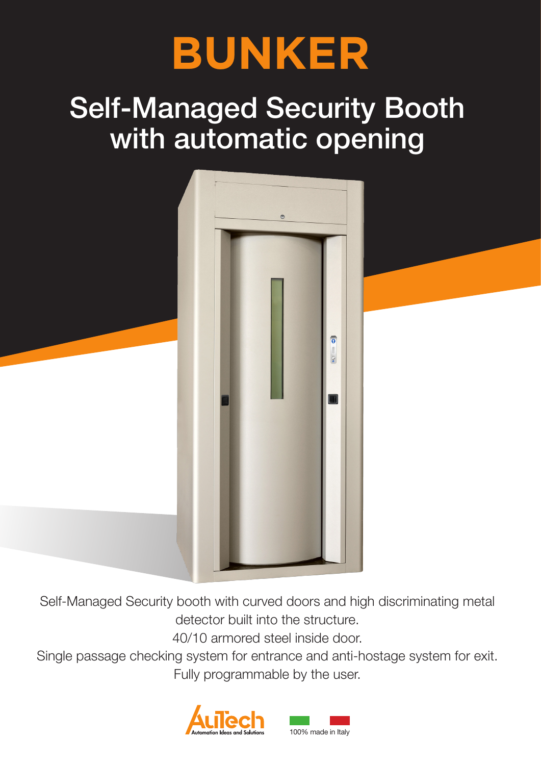# BUNKER

## Self-Managed Security Booth with automatic opening

Self-Managed Security booth with curved doors and high discriminating metal detector built into the structure.

40/10 armored steel inside door.

Single passage checking system for entrance and anti-hostage system for exit.

Fully programmable by the user.

AuTech Automation Ideas and Solutions

100% made in Italy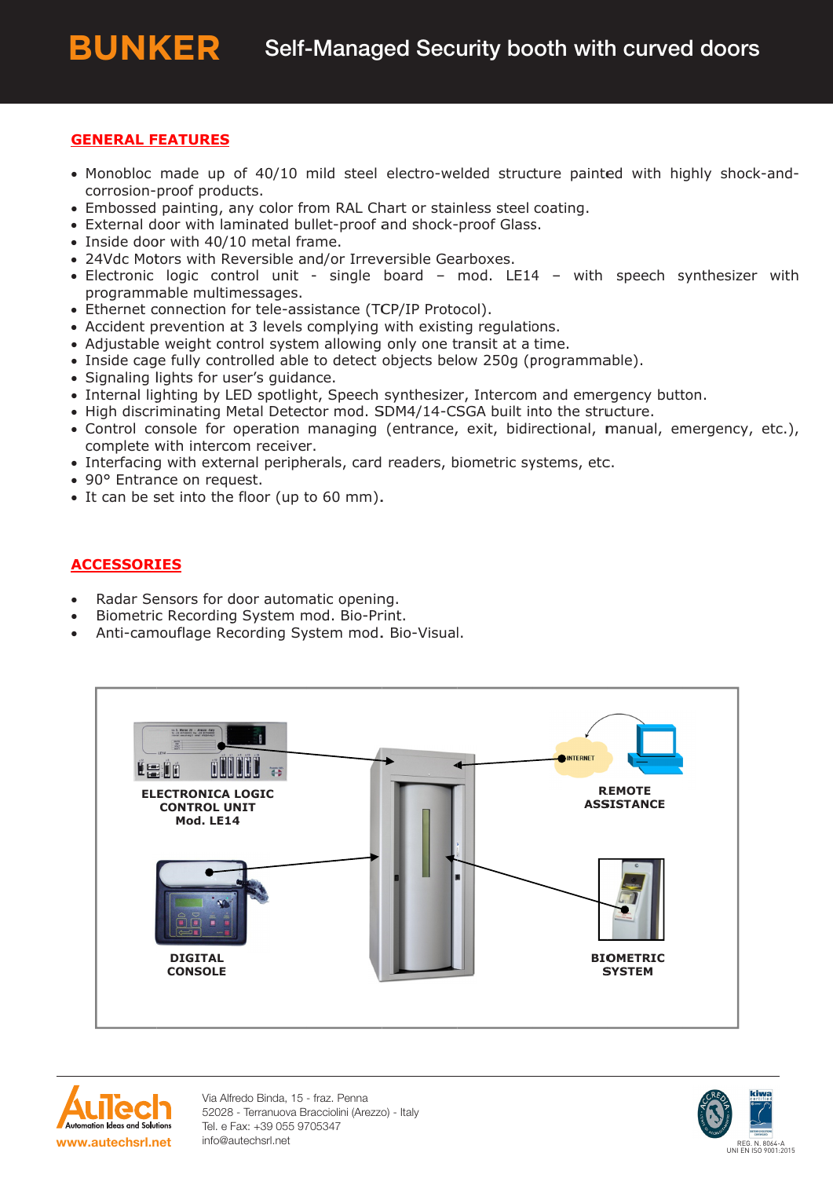# BUNKER Self-Managed Security booth with curved doors

## GENERAL FEATURES

- Monobloc made up of 40/10 mild steel electro-welded structure painted with highly shock-and-corrosion-proof products.
- Embossed painting, any color from RAL Chart or stainless steel coating.
- External door with laminated bullet-proof and shock-proof Glass.
- Inside door with 40/10 metal frame.
- 24Vdc Motors with Reversible and/or Irreversible Gearboxes.
- Electronic logic control unit - single board – mod. LE14 – with speech synthesizer with programmable multimessages.
- Ethernet connection for tele-assistance (TCP/IP Protocol).
- Accident prevention at 3 levels complying with existing regulations.
- Adjustable weight control system allowing only one transit at a time.
- Inside cage fully controlled able to detect objects below 250g (programmable).
- Signaling lights for user's guidance.
- Internal lighting by LED spotlight, Speech synthesizer, Intercom and emergency button.
- High discriminating Metal Detector mod. SDM4/14-CSGA built into the structure.
- Control console for operation managing (entrance, exit, bidirectional, manual, emergency, etc.), complete with intercom receiver.
- Interfacing with external peripherals, card readers, biometric systems, etc.
- 90° Entrance on request.
- It can be set into the floor (up to 60 mm).

## ACCESSORIES

- Radar Sensors for door automatic opening.
- Biometric Recording System mod. Bio-Print.
- Anti-camouflage Recording System mod. Bio-Visual.

ELECTRONICA LOGIC CONTROL UNIT Mod. LE14

REMOTE ASSISTANCE

DIGITAL CONSOLE

BIOMETRIC SYSTEM

AuTech Automation Ideas and Solutions
www.autechsrl.net

Via Alfredo Binda, 15 - fraz. Penna
52028 - Terranuova Bracciolini (Arezzo) - Italy
Tel. e Fax: +39 055 9705347
info@autechsrl.net

REG. N. 8064-A
UNI EN ISO 9001:2015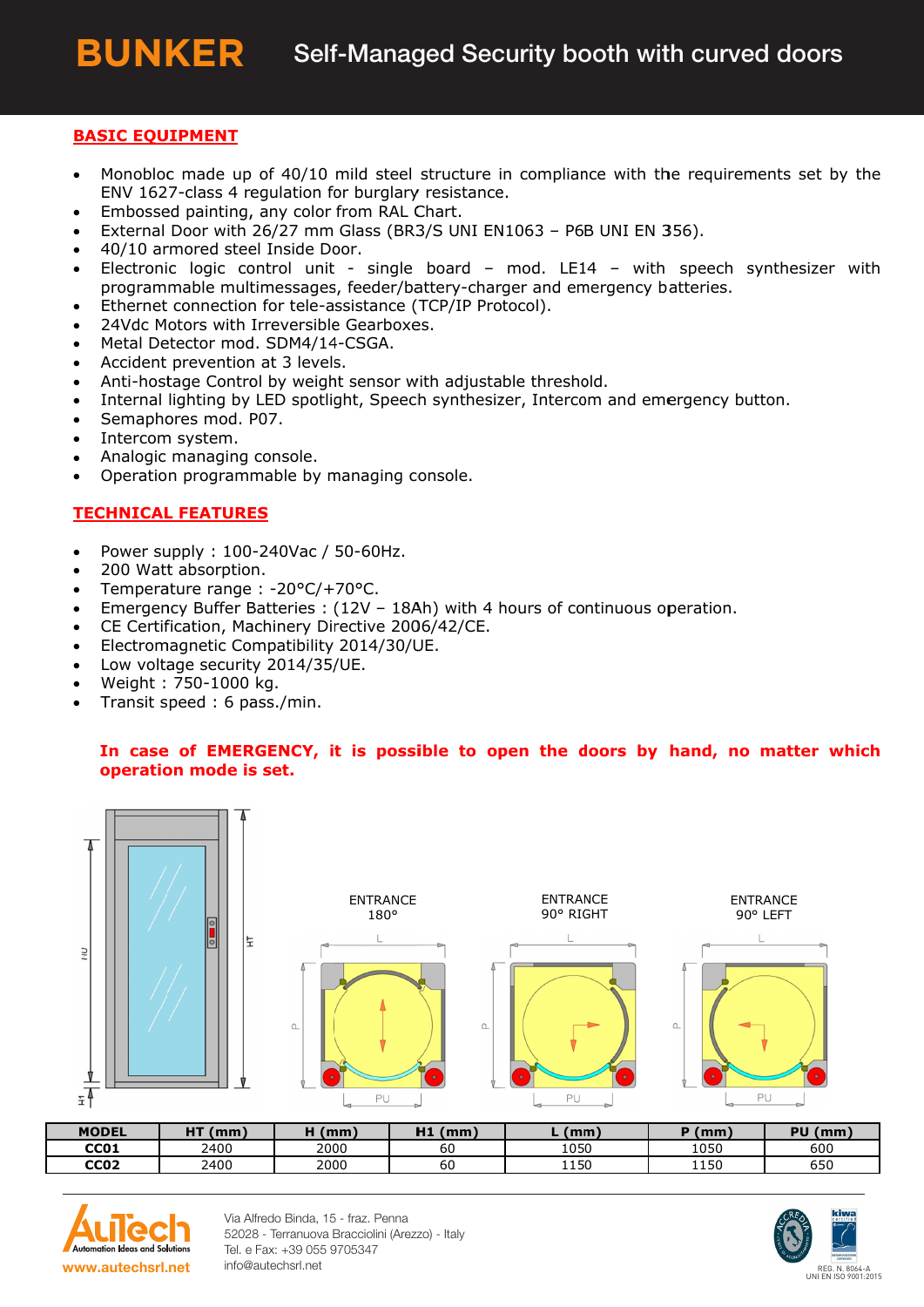# BUNKER Self-Managed Security booth with curved doors

## BASIC EQUIPMENT

- Monobloc made up of 40/10 mild steel structure in compliance with the requirements set by the ENV 1627-class 4 regulation for burglary resistance.
- Embossed painting, any color from RAL Chart.
- External Door with 26/27 mm Glass (BR3/S UNI EN1063 – P6B UNI EN 356).
- 40/10 armored steel Inside Door.
- Electronic logic control unit - single board – mod. LE14 – with speech synthesizer with programmable multimessages, feeder/battery-charger and emergency batteries.
- Ethernet connection for tele-assistance (TCP/IP Protocol).
- 24Vdc Motors with Irreversible Gearboxes.
- Metal Detector mod. SDM4/14-CSGA.
- Accident prevention at 3 levels.
- Anti-hostage Control by weight sensor with adjustable threshold.
- Internal lighting by LED spotlight, Speech synthesizer, Intercom and emergency button.
- Semaphores mod. P07.
- Intercom system.
- Analogic managing console.
- Operation programmable by managing console.

## TECHNICAL FEATURES

- Power supply : 100-240Vac / 50-60Hz.
- 200 Watt absorption.
- Temperature range : -20°C/+70°C.
- Emergency Buffer Batteries : (12V – 18Ah) with 4 hours of continuous operation.
- CE Certification, Machinery Directive 2006/42/CE.
- Electromagnetic Compatibility 2014/30/UE.
- Low voltage security 2014/35/UE.
- Weight : 750-1000 kg.
- Transit speed : 6 pass./min.

**In case of EMERGENCY, it is possible to open the doors by hand, no matter which operation mode is set.**

H/U
HT
H1

ENTRANCE 180°
ENTRANCE 90° RIGHT
ENTRANCE 90° LEFT
L
P
PU

| MODEL | HT (mm) | H (mm) | H1 (mm) | L (mm) | P (mm) | PU (mm) |
|---|---|---|---|---|---|---|
| CC01 | 2400 | 2000 | 60 | 1050 | 1050 | 600 |
| CC02 | 2400 | 2000 | 60 | 1150 | 1150 | 650 |

AuTech Automation Ideas and Solutions
www.autechsrl.net

Via Alfredo Binda, 15 - fraz. Penna
52028 - Terranuova Bracciolini (Arezzo) - Italy
Tel. e Fax: +39 055 9705347
info@autechsrl.net

REG. N. 8064-A
UNI EN ISO 9001:2015